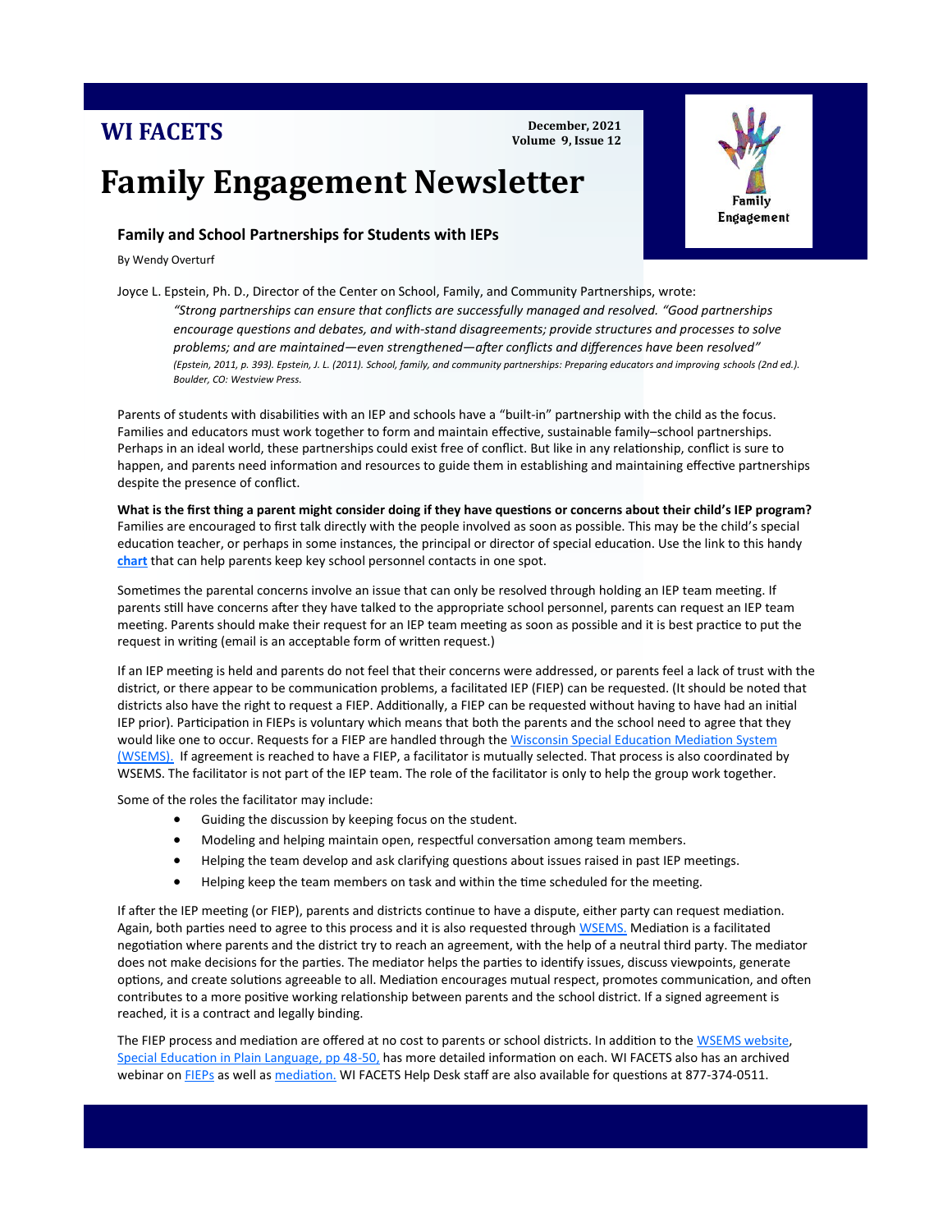# WI FACETS

December, 2021
Volume 9, Issue 12

# Family Engagement Newsletter

Family Engagement

## Family and School Partnerships for Students with IEPs

By Wendy Overturf

Joyce L. Epstein, Ph. D., Director of the Center on School, Family, and Community Partnerships, wrote:

> *"Strong partnerships can ensure that conflicts are successfully managed and resolved. "Good partnerships encourage questions and debates, and with-stand disagreements; provide structures and processes to solve problems; and are maintained—even strengthened—after conflicts and differences have been resolved"*
> *(Epstein, 2011, p. 393). Epstein, J. L. (2011). School, family, and community partnerships: Preparing educators and improving schools (2nd ed.). Boulder, CO: Westview Press.*

Parents of students with disabilities with an IEP and schools have a "built-in" partnership with the child as the focus. Families and educators must work together to form and maintain effective, sustainable family–school partnerships. Perhaps in an ideal world, these partnerships could exist free of conflict. But like in any relationship, conflict is sure to happen, and parents need information and resources to guide them in establishing and maintaining effective partnerships despite the presence of conflict.

**What is the first thing a parent might consider doing if they have questions or concerns about their child's IEP program?** Families are encouraged to first talk directly with the people involved as soon as possible. This may be the child's special education teacher, or perhaps in some instances, the principal or director of special education. Use the link to this handy **chart** that can help parents keep key school personnel contacts in one spot.

Sometimes the parental concerns involve an issue that can only be resolved through holding an IEP team meeting. If parents still have concerns after they have talked to the appropriate school personnel, parents can request an IEP team meeting. Parents should make their request for an IEP team meeting as soon as possible and it is best practice to put the request in writing (email is an acceptable form of written request.)

If an IEP meeting is held and parents do not feel that their concerns were addressed, or parents feel a lack of trust with the district, or there appear to be communication problems, a facilitated IEP (FIEP) can be requested. (It should be noted that districts also have the right to request a FIEP. Additionally, a FIEP can be requested without having to have had an initial IEP prior). Participation in FIEPs is voluntary which means that both the parents and the school need to agree that they would like one to occur. Requests for a FIEP are handled through the Wisconsin Special Education Mediation System (WSEMS). If agreement is reached to have a FIEP, a facilitator is mutually selected. That process is also coordinated by WSEMS. The facilitator is not part of the IEP team. The role of the facilitator is only to help the group work together.

Some of the roles the facilitator may include:

- Guiding the discussion by keeping focus on the student.
- Modeling and helping maintain open, respectful conversation among team members.
- Helping the team develop and ask clarifying questions about issues raised in past IEP meetings.
- Helping keep the team members on task and within the time scheduled for the meeting.

If after the IEP meeting (or FIEP), parents and districts continue to have a dispute, either party can request mediation. Again, both parties need to agree to this process and it is also requested through WSEMS. Mediation is a facilitated negotiation where parents and the district try to reach an agreement, with the help of a neutral third party. The mediator does not make decisions for the parties. The mediator helps the parties to identify issues, discuss viewpoints, generate options, and create solutions agreeable to all. Mediation encourages mutual respect, promotes communication, and often contributes to a more positive working relationship between parents and the school district. If a signed agreement is reached, it is a contract and legally binding.

The FIEP process and mediation are offered at no cost to parents or school districts. In addition to the WSEMS website, Special Education in Plain Language, pp 48-50, has more detailed information on each. WI FACETS also has an archived webinar on FIEPs as well as mediation. WI FACETS Help Desk staff are also available for questions at 877-374-0511.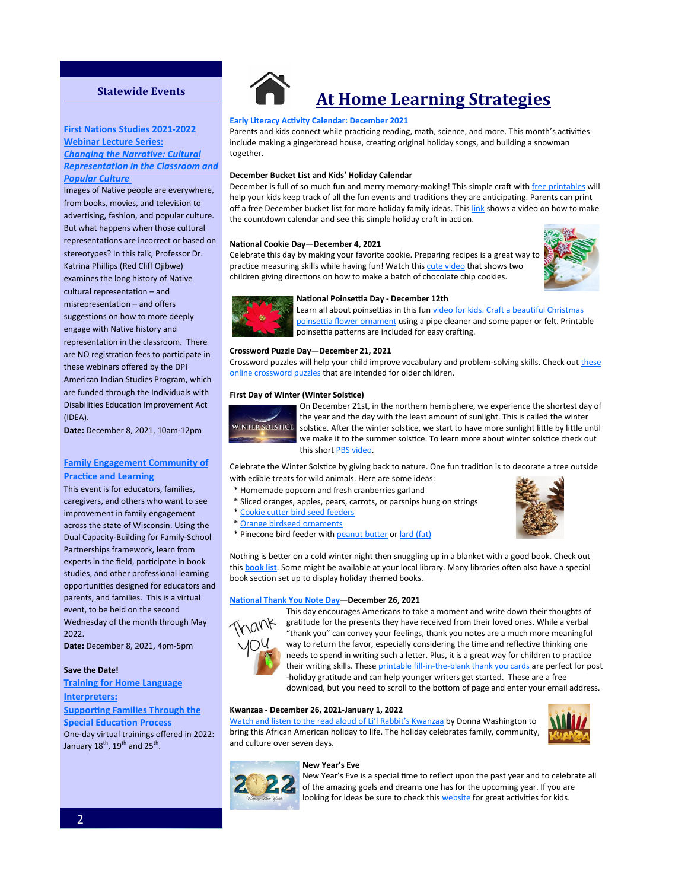## Statewide Events

**[First Nations Studies 2021-2022 Webinar Lecture Series: *Changing the Narrative: Cultural Representation in the Classroom and Popular Culture*]**

Images of Native people are everywhere, from books, movies, and television to advertising, fashion, and popular culture. But what happens when those cultural representations are incorrect or based on stereotypes? In this talk, Professor Dr. Katrina Phillips (Red Cliff Ojibwe) examines the long history of Native cultural representation – and misrepresentation – and offers suggestions on how to more deeply engage with Native history and representation in the classroom. There are NO registration fees to participate in these webinars offered by the DPI American Indian Studies Program, which are funded through the Individuals with Disabilities Education Improvement Act (IDEA).

**Date:** December 8, 2021, 10am-12pm

**Family Engagement Community of Practice and Learning**

This event is for educators, families, caregivers, and others who want to see improvement in family engagement across the state of Wisconsin. Using the Dual Capacity-Building for Family-School Partnerships framework, learn from experts in the field, participate in book studies, and other professional learning opportunities designed for educators and parents, and families. This is a virtual event, to be held on the second Wednesday of the month through May 2022.

**Date:** December 8, 2021, 4pm-5pm

**Save the Date!**

**Training for Home Language Interpreters: Supporting Families Through the Special Education Process**

One-day virtual trainings offered in 2022: January 18th, 19th and 25th.

# At Home Learning Strategies

**Early Literacy Activity Calendar: December 2021**

Parents and kids connect while practicing reading, math, science, and more. This month's activities include making a gingerbread house, creating original holiday songs, and building a snowman together.

**December Bucket List and Kids' Holiday Calendar**

December is full of so much fun and merry memory-making! This simple craft with free printables will help your kids keep track of all the fun events and traditions they are anticipating. Parents can print off a free December bucket list for more holiday family ideas. This link shows a video on how to make the countdown calendar and see this simple holiday craft in action.

**National Cookie Day—December 4, 2021**

Celebrate this day by making your favorite cookie. Preparing recipes is a great way to practice measuring skills while having fun! Watch this cute video that shows two children giving directions on how to make a batch of chocolate chip cookies.

**National Poinsettia Day - December 12th**

Learn all about poinsettias in this fun video for kids. Craft a beautiful Christmas poinsettia flower ornament using a pipe cleaner and some paper or felt. Printable poinsettia patterns are included for easy crafting.

**Crossword Puzzle Day—December 21, 2021**

Crossword puzzles will help your child improve vocabulary and problem-solving skills. Check out these online crossword puzzles that are intended for older children.

**First Day of Winter (Winter Solstice)**

On December 21st, in the northern hemisphere, we experience the shortest day of the year and the day with the least amount of sunlight. This is called the winter solstice. After the winter solstice, we start to have more sunlight little by little until we make it to the summer solstice. To learn more about winter solstice check out this short PBS video.

Celebrate the Winter Solstice by giving back to nature. One fun tradition is to decorate a tree outside with edible treats for wild animals. Here are some ideas:

* Homemade popcorn and fresh cranberries garland
* Sliced oranges, apples, pears, carrots, or parsnips hung on strings
* Cookie cutter bird seed feeders
* Orange birdseed ornaments
* Pinecone bird feeder with peanut butter or lard (fat)

Nothing is better on a cold winter night then snuggling up in a blanket with a good book. Check out this **book list**. Some might be available at your local library. Many libraries often also have a special book section set up to display holiday themed books.

**National Thank You Note Day—December 26, 2021**

This day encourages Americans to take a moment and write down their thoughts of gratitude for the presents they have received from their loved ones. While a verbal "thank you" can convey your feelings, thank you notes are a much more meaningful way to return the favor, especially considering the time and reflective thinking one needs to spend in writing such a letter. Plus, it is a great way for children to practice their writing skills. These printable fill-in-the-blank thank you cards are perfect for post-holiday gratitude and can help younger writers get started. These are a free download, but you need to scroll to the bottom of page and enter your email address.

**Kwanzaa - December 26, 2021-January 1, 2022**

Watch and listen to the read aloud of Li'l Rabbit's Kwanzaa by Donna Washington to bring this African American holiday to life. The holiday celebrates family, community, and culture over seven days.

**New Year's Eve**

New Year's Eve is a special time to reflect upon the past year and to celebrate all of the amazing goals and dreams one has for the upcoming year. If you are looking for ideas be sure to check this website for great activities for kids.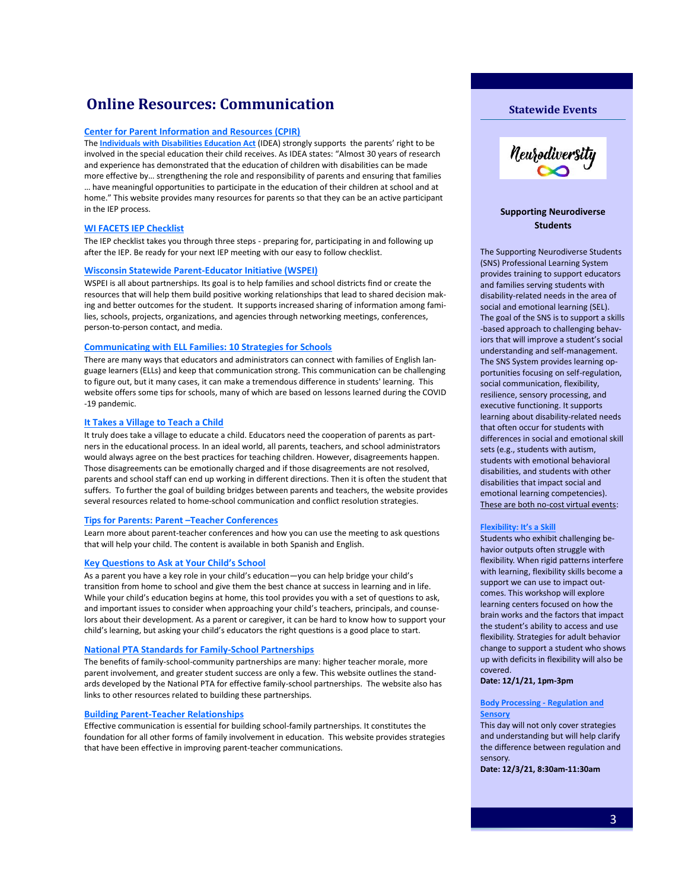# Online Resources: Communication

**Center for Parent Information and Resources (CPIR)**

The **Individuals with Disabilities Education Act** (IDEA) strongly supports the parents' right to be involved in the special education their child receives. As IDEA states: "Almost 30 years of research and experience has demonstrated that the education of children with disabilities can be made more effective by… strengthening the role and responsibility of parents and ensuring that families … have meaningful opportunities to participate in the education of their children at school and at home." This website provides many resources for parents so that they can be an active participant in the IEP process.

**WI FACETS IEP Checklist**

The IEP checklist takes you through three steps - preparing for, participating in and following up after the IEP. Be ready for your next IEP meeting with our easy to follow checklist.

**Wisconsin Statewide Parent-Educator Initiative (WSPEI)**

WSPEI is all about partnerships. Its goal is to help families and school districts find or create the resources that will help them build positive working relationships that lead to shared decision making and better outcomes for the student. It supports increased sharing of information among families, schools, projects, organizations, and agencies through networking meetings, conferences, person-to-person contact, and media.

**Communicating with ELL Families: 10 Strategies for Schools**

There are many ways that educators and administrators can connect with families of English language learners (ELLs) and keep that communication strong. This communication can be challenging to figure out, but it many cases, it can make a tremendous difference in students' learning. This website offers some tips for schools, many of which are based on lessons learned during the COVID-19 pandemic.

**It Takes a Village to Teach a Child**

It truly does take a village to educate a child. Educators need the cooperation of parents as partners in the educational process. In an ideal world, all parents, teachers, and school administrators would always agree on the best practices for teaching children. However, disagreements happen. Those disagreements can be emotionally charged and if those disagreements are not resolved, parents and school staff can end up working in different directions. Then it is often the student that suffers. To further the goal of building bridges between parents and teachers, the website provides several resources related to home-school communication and conflict resolution strategies.

**Tips for Parents: Parent –Teacher Conferences**

Learn more about parent-teacher conferences and how you can use the meeting to ask questions that will help your child. The content is available in both Spanish and English.

**Key Questions to Ask at Your Child's School**

As a parent you have a key role in your child's education—you can help bridge your child's transition from home to school and give them the best chance at success in learning and in life. While your child's education begins at home, this tool provides you with a set of questions to ask, and important issues to consider when approaching your child's teachers, principals, and counselors about their development. As a parent or caregiver, it can be hard to know how to support your child's learning, but asking your child's educators the right questions is a good place to start.

**National PTA Standards for Family-School Partnerships**

The benefits of family-school-community partnerships are many: higher teacher morale, more parent involvement, and greater student success are only a few. This website outlines the standards developed by the National PTA for effective family-school partnerships. The website also has links to other resources related to building these partnerships.

**Building Parent-Teacher Relationships**

Effective communication is essential for building school-family partnerships. It constitutes the foundation for all other forms of family involvement in education. This website provides strategies that have been effective in improving parent-teacher communications.

## Statewide Events

Neurodiversity

**Supporting Neurodiverse Students**

The Supporting Neurodiverse Students (SNS) Professional Learning System provides training to support educators and families serving students with disability-related needs in the area of social and emotional learning (SEL). The goal of the SNS is to support a skills-based approach to challenging behaviors that will improve a student's social understanding and self-management. The SNS System provides learning opportunities focusing on self-regulation, social communication, flexibility, resilience, sensory processing, and executive functioning. It supports learning about disability-related needs that often occur for students with differences in social and emotional skill sets (e.g., students with autism, students with emotional behavioral disabilities, and students with other disabilities that impact social and emotional learning competencies). These are both no-cost virtual events:

**Flexibility: It's a Skill**

Students who exhibit challenging behavior outputs often struggle with flexibility. When rigid patterns interfere with learning, flexibility skills become a support we can use to impact outcomes. This workshop will explore learning centers focused on how the brain works and the factors that impact the student's ability to access and use flexibility. Strategies for adult behavior change to support a student who shows up with deficits in flexibility will also be covered.

**Date: 12/1/21, 1pm-3pm**

**Body Processing - Regulation and Sensory**

This day will not only cover strategies and understanding but will help clarify the difference between regulation and sensory.

**Date: 12/3/21, 8:30am-11:30am**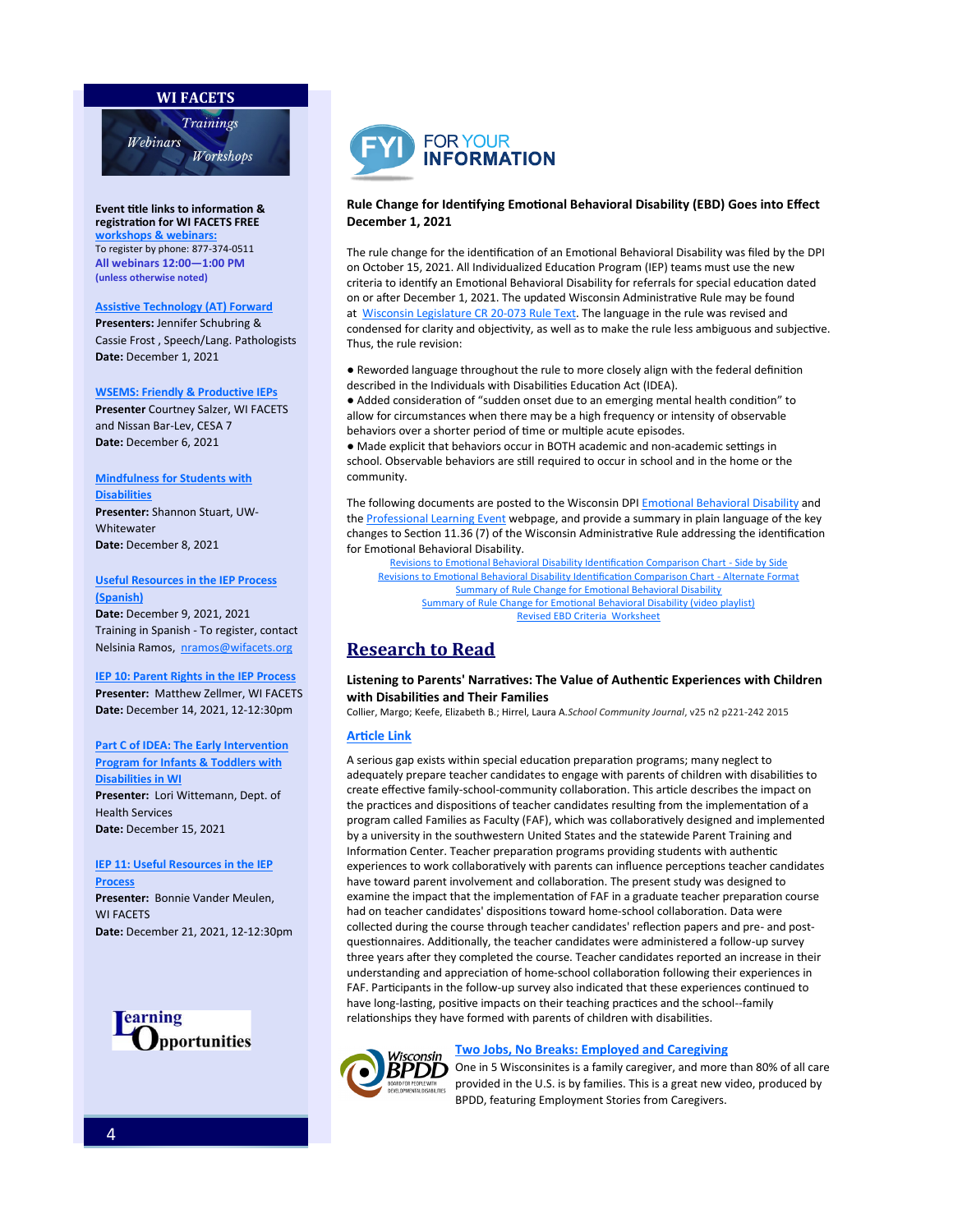## WI FACETS

*Trainings*
*Webinars*
*Workshops*

**Event title links to information & registration for WI FACETS FREE workshops & webinars:**
To register by phone: 877-374-0511
**All webinars 12:00—1:00 PM**
**(unless otherwise noted)**

**Assistive Technology (AT) Forward**
**Presenters:** Jennifer Schubring & Cassie Frost , Speech/Lang. Pathologists
**Date:** December 1, 2021

**WSEMS: Friendly & Productive IEPs**
**Presenter** Courtney Salzer, WI FACETS and Nissan Bar-Lev, CESA 7
**Date:** December 6, 2021

**Mindfulness for Students with Disabilities**
**Presenter:** Shannon Stuart, UW-Whitewater
**Date:** December 8, 2021

**Useful Resources in the IEP Process (Spanish)**
**Date:** December 9, 2021, 2021
Training in Spanish - To register, contact Nelsinia Ramos, nramos@wifacets.org

**IEP 10: Parent Rights in the IEP Process**
**Presenter:** Matthew Zellmer, WI FACETS
**Date:** December 14, 2021, 12-12:30pm

**Part C of IDEA: The Early Intervention Program for Infants & Toddlers with Disabilities in WI**
**Presenter:** Lori Wittemann, Dept. of Health Services
**Date:** December 15, 2021

**IEP 11: Useful Resources in the IEP Process**
**Presenter:** Bonnie Vander Meulen, WI FACETS
**Date:** December 21, 2021, 12-12:30pm

**Learning Opportunities**

## FYI FOR YOUR INFORMATION

### Rule Change for Identifying Emotional Behavioral Disability (EBD) Goes into Effect December 1, 2021

The rule change for the identification of an Emotional Behavioral Disability was filed by the DPI on October 15, 2021. All Individualized Education Program (IEP) teams must use the new criteria to identify an Emotional Behavioral Disability for referrals for special education dated on or after December 1, 2021. The updated Wisconsin Administrative Rule may be found at Wisconsin Legislature CR 20-073 Rule Text. The language in the rule was revised and condensed for clarity and objectivity, as well as to make the rule less ambiguous and subjective. Thus, the rule revision:

- Reworded language throughout the rule to more closely align with the federal definition described in the Individuals with Disabilities Education Act (IDEA).
- Added consideration of "sudden onset due to an emerging mental health condition" to allow for circumstances when there may be a high frequency or intensity of observable behaviors over a shorter period of time or multiple acute episodes.
- Made explicit that behaviors occur in BOTH academic and non-academic settings in school. Observable behaviors are still required to occur in school and in the home or the community.

The following documents are posted to the Wisconsin DPI Emotional Behavioral Disability and the Professional Learning Event webpage, and provide a summary in plain language of the key changes to Section 11.36 (7) of the Wisconsin Administrative Rule addressing the identification for Emotional Behavioral Disability.

Revisions to Emotional Behavioral Disability Identification Comparison Chart - Side by Side
Revisions to Emotional Behavioral Disability Identification Comparison Chart - Alternate Format
Summary of Rule Change for Emotional Behavioral Disability
Summary of Rule Change for Emotional Behavioral Disability (video playlist)
Revised EBD Criteria Worksheet

## Research to Read

### Listening to Parents' Narratives: The Value of Authentic Experiences with Children with Disabilities and Their Families

Collier, Margo; Keefe, Elizabeth B.; Hirrel, Laura A.*School Community Journal*, v25 n2 p221-242 2015

**Article Link**

A serious gap exists within special education preparation programs; many neglect to adequately prepare teacher candidates to engage with parents of children with disabilities to create effective family-school-community collaboration. This article describes the impact on the practices and dispositions of teacher candidates resulting from the implementation of a program called Families as Faculty (FAF), which was collaboratively designed and implemented by a university in the southwestern United States and the statewide Parent Training and Information Center. Teacher preparation programs providing students with authentic experiences to work collaboratively with parents can influence perceptions teacher candidates have toward parent involvement and collaboration. The present study was designed to examine the impact that the implementation of FAF in a graduate teacher preparation course had on teacher candidates' dispositions toward home-school collaboration. Data were collected during the course through teacher candidates' reflection papers and pre- and post-questionnaires. Additionally, the teacher candidates were administered a follow-up survey three years after they completed the course. Teacher candidates reported an increase in their understanding and appreciation of home-school collaboration following their experiences in FAF. Participants in the follow-up survey also indicated that these experiences continued to have long-lasting, positive impacts on their teaching practices and the school--family relationships they have formed with parents of children with disabilities.

Wisconsin BPDD — Board for People with Developmental Disabilities

**Two Jobs, No Breaks: Employed and Caregiving**
One in 5 Wisconsinites is a family caregiver, and more than 80% of all care provided in the U.S. is by families. This is a great new video, produced by BPDD, featuring Employment Stories from Caregivers.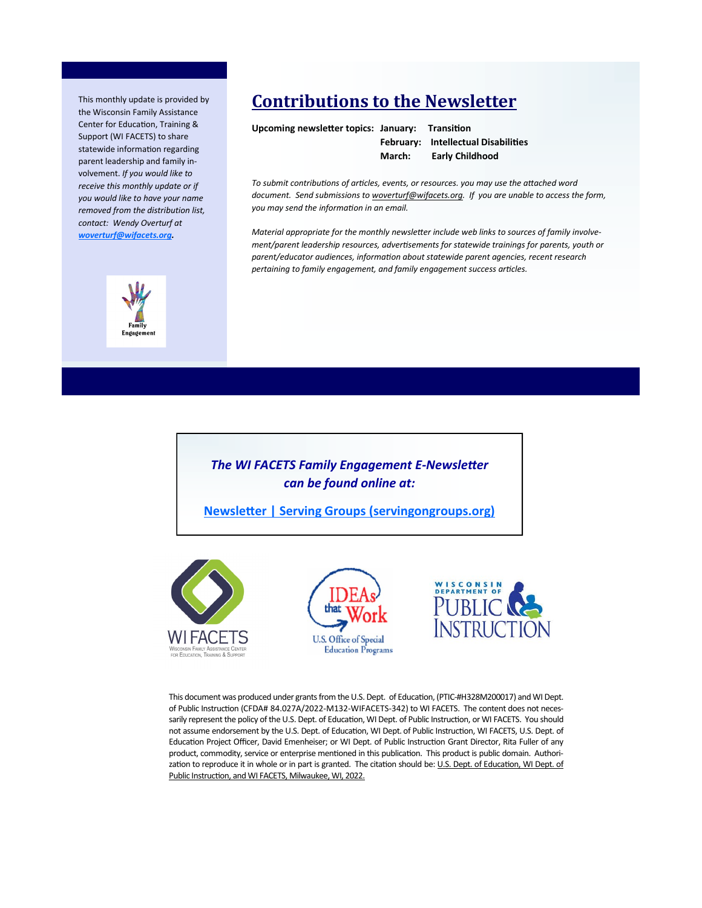This monthly update is provided by the Wisconsin Family Assistance Center for Education, Training & Support (WI FACETS) to share statewide information regarding parent leadership and family involvement. *If you would like to receive this monthly update or if you would like to have your name removed from the distribution list, contact: Wendy Overturf at* ***woverturf@wifacets.org.***

Family Engagement

# Contributions to the Newsletter

**Upcoming newsletter topics:** **January:** **Transition**
**February:** **Intellectual Disabilities**
**March:** **Early Childhood**

*To submit contributions of articles, events, or resources. you may use the attached word document. Send submissions to woverturf@wifacets.org. If you are unable to access the form, you may send the information in an email.*

*Material appropriate for the monthly newsletter include web links to sources of family involvement/parent leadership resources, advertisements for statewide trainings for parents, youth or parent/educator audiences, information about statewide parent agencies, recent research pertaining to family engagement, and family engagement success articles.*

***The WI FACETS Family Engagement E-Newsletter can be found online at:***

**Newsletter | Serving Groups (servingongroups.org)**

WI FACETS
Wisconsin Family Assistance Center for Education, Training & Support

IDEAs that Work
U.S. Office of Special Education Programs

Wisconsin Department of Public Instruction

This document was produced under grants from the U.S. Dept. of Education, (PTIC-#H328M200017) and WI Dept. of Public Instruction (CFDA# 84.027A/2022-M132-WIFACETS-342) to WI FACETS. The content does not necessarily represent the policy of the U.S. Dept. of Education, WI Dept. of Public Instruction, or WI FACETS. You should not assume endorsement by the U.S. Dept. of Education, WI Dept. of Public Instruction, WI FACETS, U.S. Dept. of Education Project Officer, David Emenheiser; or WI Dept. of Public Instruction Grant Director, Rita Fuller of any product, commodity, service or enterprise mentioned in this publication. This product is public domain. Authorization to reproduce it in whole or in part is granted. The citation should be: U.S. Dept. of Education, WI Dept. of Public Instruction, and WI FACETS, Milwaukee, WI, 2022.